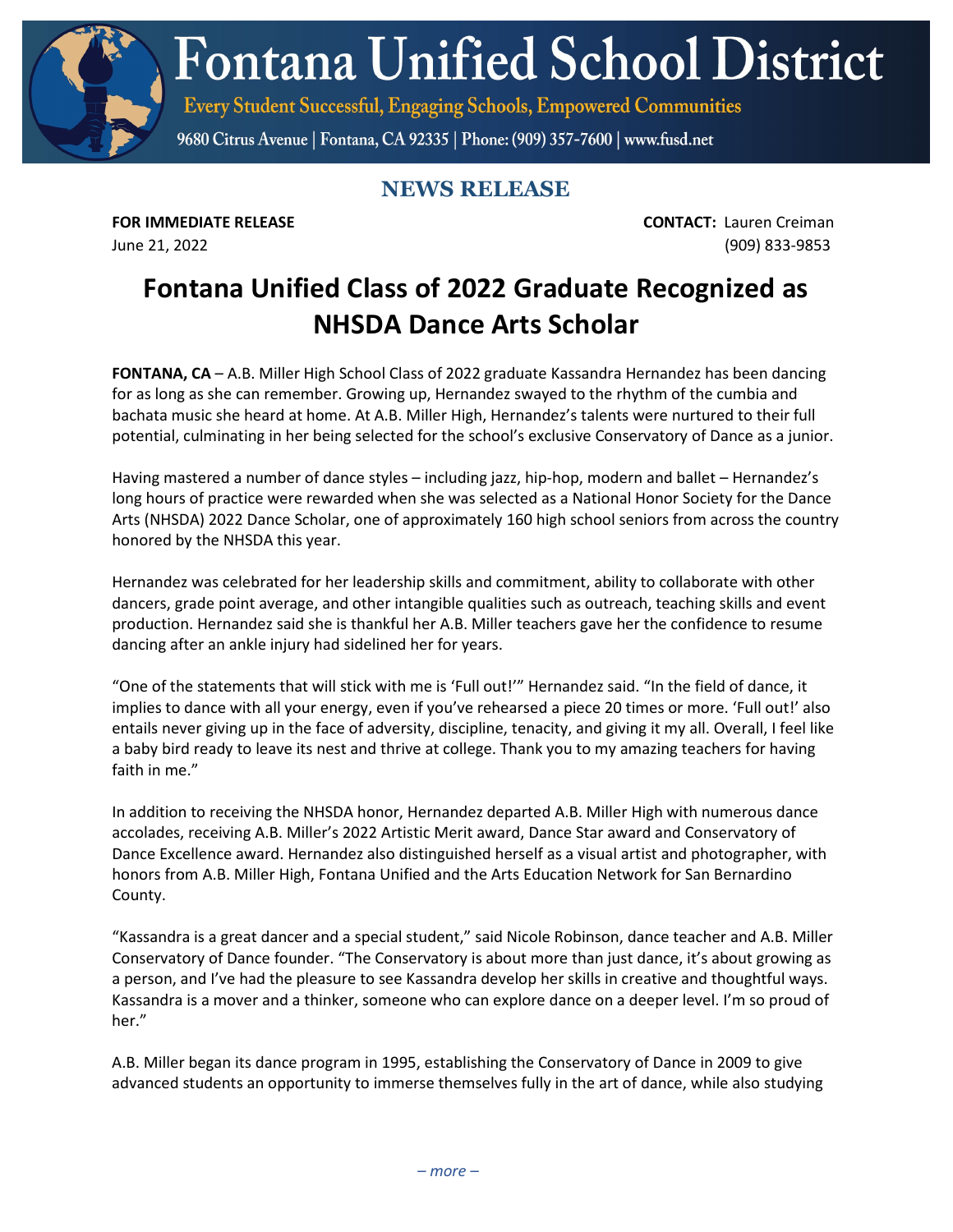# Fontana Unified School District

Every Student Successful, Engaging Schools, Empowered Communities

9680 Citrus Avenue | Fontana, CA 92335 | Phone: (909) 357-7600 | www.fusd.net

## NEWS RELEASE

**FOR IMMEDIATE RELEASE**
June 21, 2022

**CONTACT:** Lauren Creiman
(909) 833-9853

# Fontana Unified Class of 2022 Graduate Recognized as NHSDA Dance Arts Scholar

**FONTANA, CA** – A.B. Miller High School Class of 2022 graduate Kassandra Hernandez has been dancing for as long as she can remember. Growing up, Hernandez swayed to the rhythm of the cumbia and bachata music she heard at home. At A.B. Miller High, Hernandez's talents were nurtured to their full potential, culminating in her being selected for the school's exclusive Conservatory of Dance as a junior.

Having mastered a number of dance styles – including jazz, hip-hop, modern and ballet – Hernandez's long hours of practice were rewarded when she was selected as a National Honor Society for the Dance Arts (NHSDA) 2022 Dance Scholar, one of approximately 160 high school seniors from across the country honored by the NHSDA this year.

Hernandez was celebrated for her leadership skills and commitment, ability to collaborate with other dancers, grade point average, and other intangible qualities such as outreach, teaching skills and event production. Hernandez said she is thankful her A.B. Miller teachers gave her the confidence to resume dancing after an ankle injury had sidelined her for years.

"One of the statements that will stick with me is 'Full out!'" Hernandez said. "In the field of dance, it implies to dance with all your energy, even if you've rehearsed a piece 20 times or more. 'Full out!' also entails never giving up in the face of adversity, discipline, tenacity, and giving it my all. Overall, I feel like a baby bird ready to leave its nest and thrive at college. Thank you to my amazing teachers for having faith in me."

In addition to receiving the NHSDA honor, Hernandez departed A.B. Miller High with numerous dance accolades, receiving A.B. Miller's 2022 Artistic Merit award, Dance Star award and Conservatory of Dance Excellence award. Hernandez also distinguished herself as a visual artist and photographer, with honors from A.B. Miller High, Fontana Unified and the Arts Education Network for San Bernardino County.

"Kassandra is a great dancer and a special student," said Nicole Robinson, dance teacher and A.B. Miller Conservatory of Dance founder. "The Conservatory is about more than just dance, it's about growing as a person, and I've had the pleasure to see Kassandra develop her skills in creative and thoughtful ways. Kassandra is a mover and a thinker, someone who can explore dance on a deeper level. I'm so proud of her."

A.B. Miller began its dance program in 1995, establishing the Conservatory of Dance in 2009 to give advanced students an opportunity to immerse themselves fully in the art of dance, while also studying

*– more –*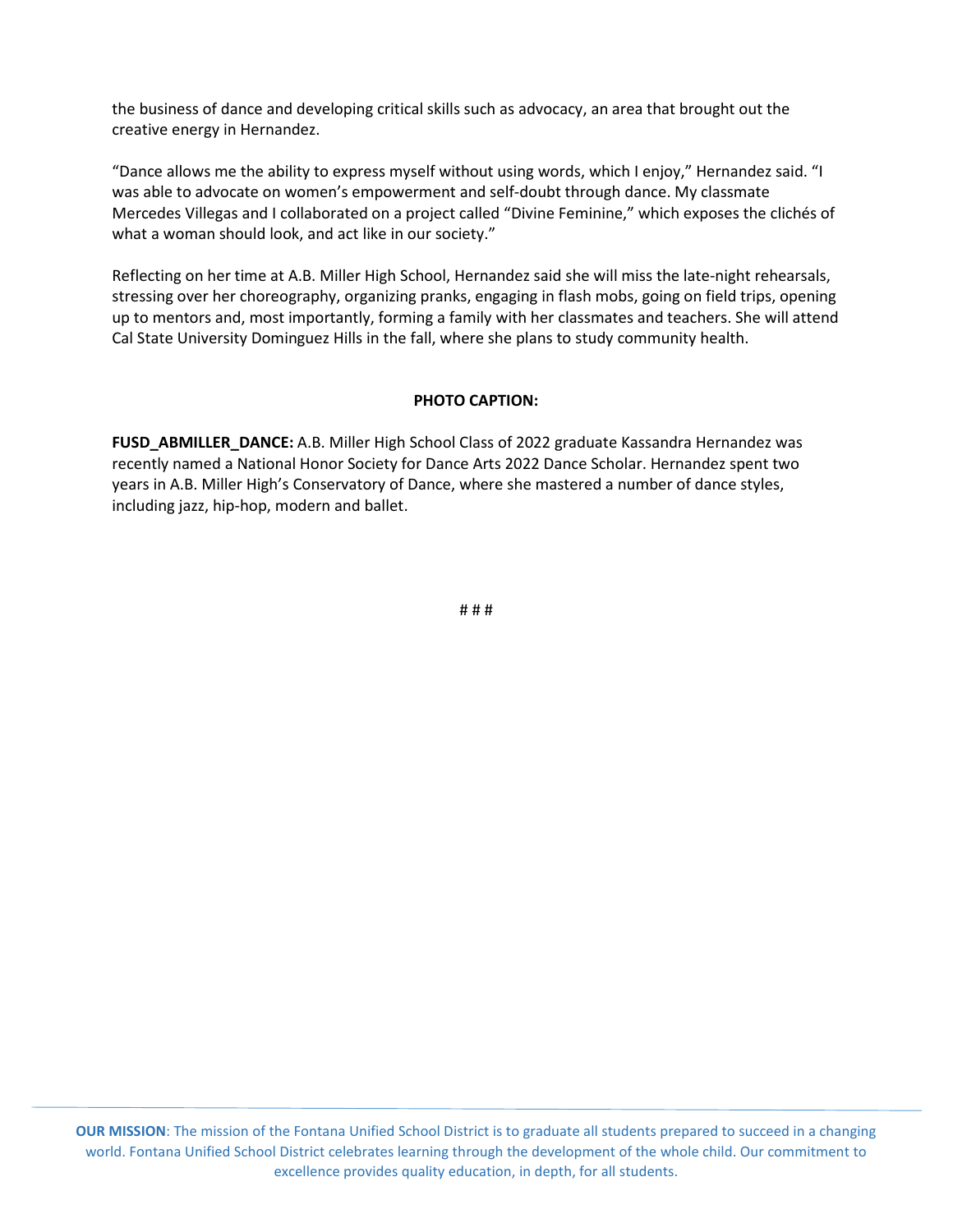the business of dance and developing critical skills such as advocacy, an area that brought out the creative energy in Hernandez.

"Dance allows me the ability to express myself without using words, which I enjoy," Hernandez said. "I was able to advocate on women's empowerment and self-doubt through dance. My classmate Mercedes Villegas and I collaborated on a project called "Divine Feminine," which exposes the clichés of what a woman should look, and act like in our society."

Reflecting on her time at A.B. Miller High School, Hernandez said she will miss the late-night rehearsals, stressing over her choreography, organizing pranks, engaging in flash mobs, going on field trips, opening up to mentors and, most importantly, forming a family with her classmates and teachers. She will attend Cal State University Dominguez Hills in the fall, where she plans to study community health.

**PHOTO CAPTION:**

**FUSD_ABMILLER_DANCE:** A.B. Miller High School Class of 2022 graduate Kassandra Hernandez was recently named a National Honor Society for Dance Arts 2022 Dance Scholar. Hernandez spent two years in A.B. Miller High's Conservatory of Dance, where she mastered a number of dance styles, including jazz, hip-hop, modern and ballet.

# # #

**OUR MISSION**: The mission of the Fontana Unified School District is to graduate all students prepared to succeed in a changing world. Fontana Unified School District celebrates learning through the development of the whole child. Our commitment to excellence provides quality education, in depth, for all students.